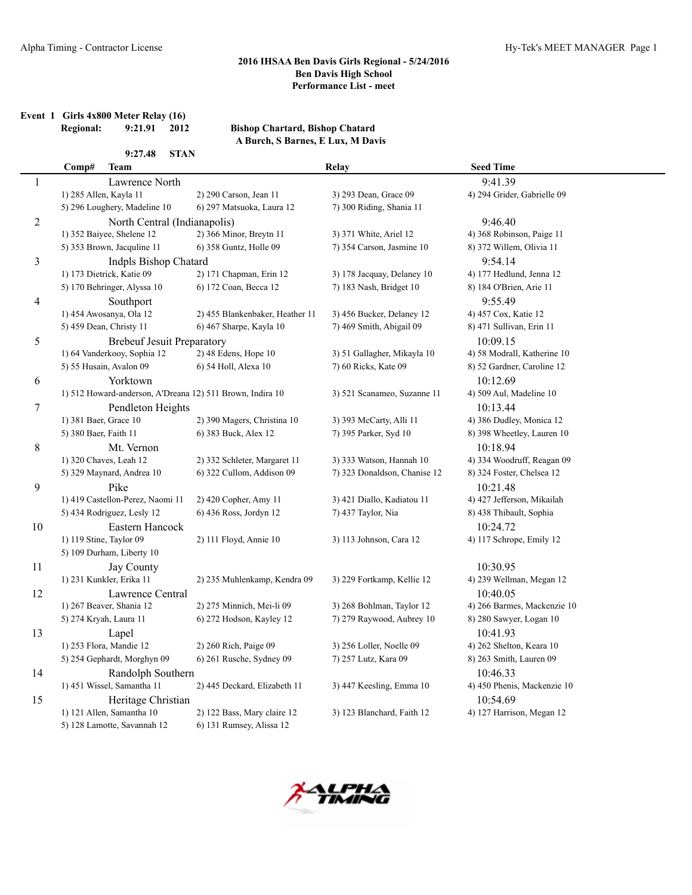**2016 IHSAA Ben Davis Girls Regional - 5/24/2016**
**Ben Davis High School**
**Performance List - meet**

**Event 1 Girls 4x800 Meter Relay (16)**

**Regional: 9:21.91 2012 Bishop Chartard, Bishop Chatard**
**A Burch, S Barnes, E Lux, M Davis**

**9:27.48 STAN**

| Comp# | Team | Relay | Seed Time |
|---|---|---|---|
| 1 | Lawrence North | | 9:41.39 |
| | 1) 285 Allen, Kayla 11 · 2) 290 Carson, Jean 11 · 3) 293 Dean, Grace 09 · 4) 294 Grider, Gabrielle 09 · 5) 296 Loughery, Madeline 10 · 6) 297 Matsuoka, Laura 12 · 7) 300 Riding, Shania 11 | | |
| 2 | North Central (Indianapolis) | | 9:46.40 |
| | 1) 352 Baiyee, Shelene 12 · 2) 366 Minor, Breytn 11 · 3) 371 White, Ariel 12 · 4) 368 Robinson, Paige 11 · 5) 353 Brown, Jacquline 11 · 6) 358 Guntz, Holle 09 · 7) 354 Carson, Jasmine 10 · 8) 372 Willem, Olivia 11 | | |
| 3 | Indpls Bishop Chatard | | 9:54.14 |
| | 1) 173 Dietrick, Katie 09 · 2) 171 Chapman, Erin 12 · 3) 178 Jacquay, Delaney 10 · 4) 177 Hedlund, Jenna 12 · 5) 170 Behringer, Alyssa 10 · 6) 172 Coan, Becca 12 · 7) 183 Nash, Bridget 10 · 8) 184 O'Brien, Arie 11 | | |
| 4 | Southport | | 9:55.49 |
| | 1) 454 Awosanya, Ola 12 · 2) 455 Blankenbaker, Heather 11 · 3) 456 Bucker, Delaney 12 · 4) 457 Cox, Katie 12 · 5) 459 Dean, Christy 11 · 6) 467 Sharpe, Kayla 10 · 7) 469 Smith, Abigail 09 · 8) 471 Sullivan, Erin 11 | | |
| 5 | Brebeuf Jesuit Preparatory | | 10:09.15 |
| | 1) 64 Vanderkooy, Sophia 12 · 2) 48 Edens, Hope 10 · 3) 51 Gallagher, Mikayla 10 · 4) 58 Modrall, Katherine 10 · 5) 55 Husain, Avalon 09 · 6) 54 Holl, Alexa 10 · 7) 60 Ricks, Kate 09 · 8) 52 Gardner, Caroline 12 | | |
| 6 | Yorktown | | 10:12.69 |
| | 1) 512 Howard-anderson, A'Dreana 12 · 2) 511 Brown, Indira 10 · 3) 521 Scanameo, Suzanne 11 · 4) 509 Aul, Madeline 10 | | |
| 7 | Pendleton Heights | | 10:13.44 |
| | 1) 381 Baer, Grace 10 · 2) 390 Magers, Christina 10 · 3) 393 McCarty, Alli 11 · 4) 386 Dudley, Monica 12 · 5) 380 Baer, Faith 11 · 6) 383 Buck, Alex 12 · 7) 395 Parker, Syd 10 · 8) 398 Wheetley, Lauren 10 | | |
| 8 | Mt. Vernon | | 10:18.94 |
| | 1) 320 Chaves, Leah 12 · 2) 332 Schleter, Margaret 11 · 3) 333 Watson, Hannah 10 · 4) 334 Woodruff, Reagan 09 · 5) 329 Maynard, Andrea 10 · 6) 322 Cullom, Addison 09 · 7) 323 Donaldson, Chanise 12 · 8) 324 Foster, Chelsea 12 | | |
| 9 | Pike | | 10:21.48 |
| | 1) 419 Castellon-Perez, Naomi 11 · 2) 420 Copher, Amy 11 · 3) 421 Diallo, Kadiatou 11 · 4) 427 Jefferson, Mikailah · 5) 434 Rodriguez, Lesly 12 · 6) 436 Ross, Jordyn 12 · 7) 437 Taylor, Nia · 8) 438 Thibault, Sophia | | |
| 10 | Eastern Hancock | | 10:24.72 |
| | 1) 119 Stine, Taylor 09 · 2) 111 Floyd, Annie 10 · 3) 113 Johnson, Cara 12 · 4) 117 Schrope, Emily 12 · 5) 109 Durham, Liberty 10 | | |
| 11 | Jay County | | 10:30.95 |
| | 1) 231 Kunkler, Erika 11 · 2) 235 Muhlenkamp, Kendra 09 · 3) 229 Fortkamp, Kellie 12 · 4) 239 Wellman, Megan 12 | | |
| 12 | Lawrence Central | | 10:40.05 |
| | 1) 267 Beaver, Shania 12 · 2) 275 Minnich, Mei-li 09 · 3) 268 Bohlman, Taylor 12 · 4) 266 Barmes, Mackenzie 10 · 5) 274 Kryah, Laura 11 · 6) 272 Hodson, Kayley 12 · 7) 279 Raywood, Aubrey 10 · 8) 280 Sawyer, Logan 10 | | |
| 13 | Lapel | | 10:41.93 |
| | 1) 253 Flora, Mandie 12 · 2) 260 Rich, Paige 09 · 3) 256 Loller, Noelle 09 · 4) 262 Shelton, Keara 10 · 5) 254 Gephardt, Morghyn 09 · 6) 261 Rusche, Sydney 09 · 7) 257 Lutz, Kara 09 · 8) 263 Smith, Lauren 09 | | |
| 14 | Randolph Southern | | 10:46.33 |
| | 1) 451 Wissel, Samantha 11 · 2) 445 Deckard, Elizabeth 11 · 3) 447 Keesling, Emma 10 · 4) 450 Phenis, Mackenzie 10 | | |
| 15 | Heritage Christian | | 10:54.69 |
| | 1) 121 Allen, Samantha 10 · 2) 122 Bass, Mary claire 12 · 3) 123 Blanchard, Faith 12 · 4) 127 Harrison, Megan 12 · 5) 128 Lamotte, Savannah 12 · 6) 131 Rumsey, Alissa 12 | | |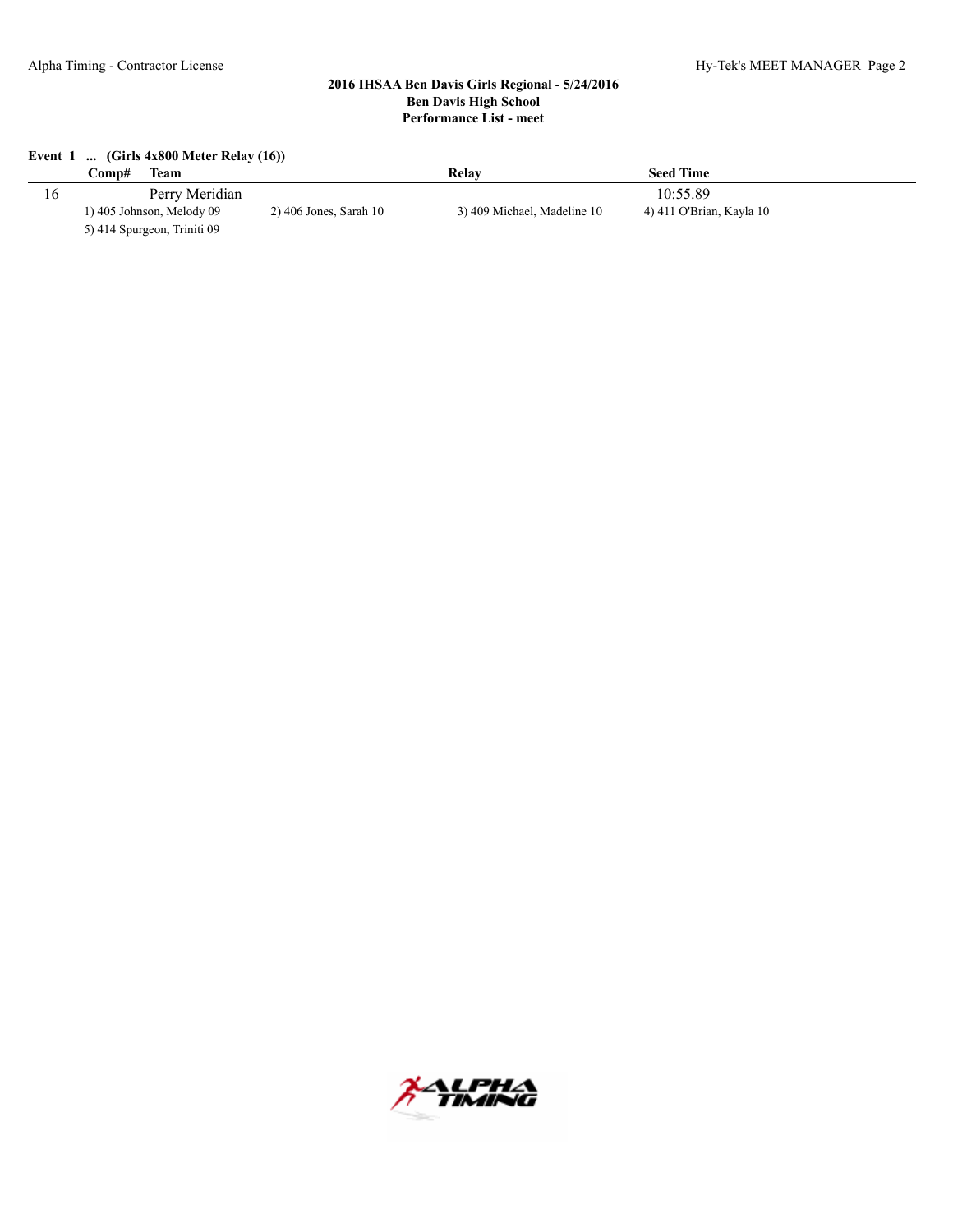**2016 IHSAA Ben Davis Girls Regional - 5/24/2016**
**Ben Davis High School**
**Performance List - meet**

**Event 1 ... (Girls 4x800 Meter Relay (16))**

| | Comp# | Team | Relay | Seed Time |
|---|---|---|---|---|
| 16 | | Perry Meridian | | 10:55.89 |

1) 405 Johnson, Melody 09 2) 406 Jones, Sarah 10 3) 409 Michael, Madeline 10 4) 411 O'Brian, Kayla 10
5) 414 Spurgeon, Triniti 09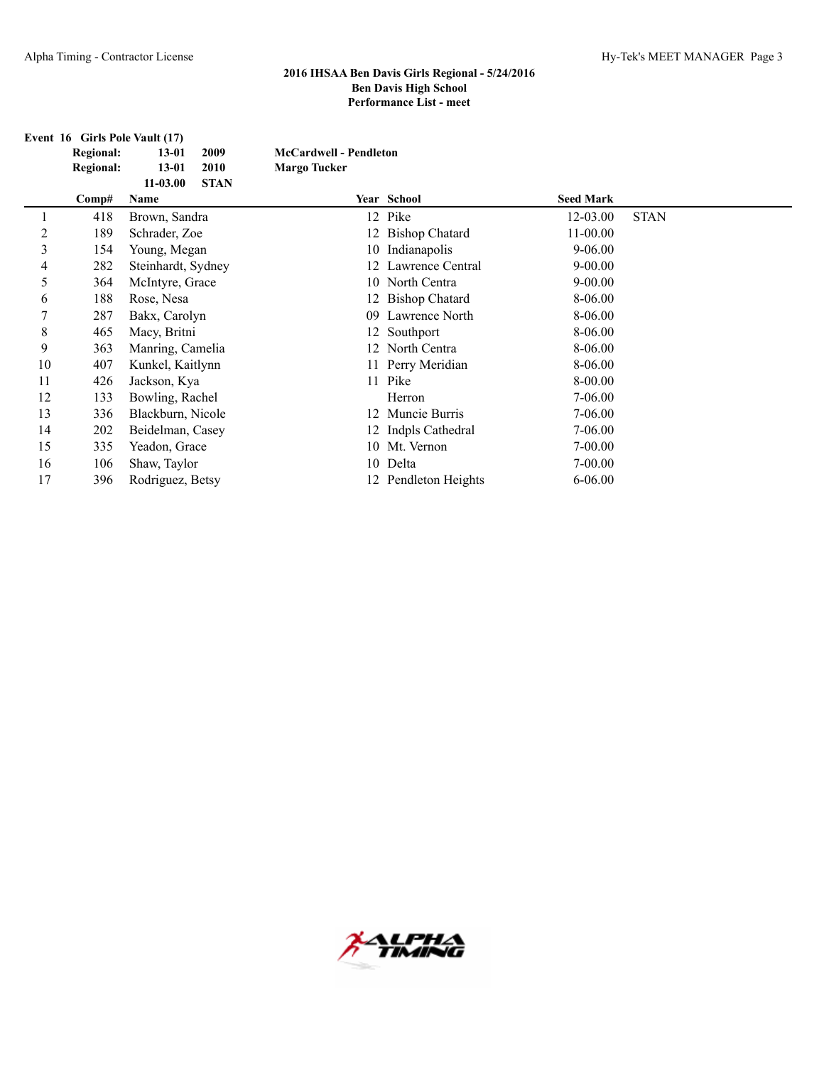**2016 IHSAA Ben Davis Girls Regional - 5/24/2016**
**Ben Davis High School**
**Performance List - meet**

**Event 16 Girls Pole Vault (17)**

| | | | |
|---|---|---|---|
| **Regional:** | **13-01** | **2009** | **McCardwell - Pendleton** |
| **Regional:** | **13-01** | **2010** | **Margo Tucker** |
| | **11-03.00** | **STAN** | |

| | Comp# | Name | Year | School | Seed Mark | |
|---|---|---|---|---|---|---|
| 1 | 418 | Brown, Sandra | 12 | Pike | 12-03.00 | STAN |
| 2 | 189 | Schrader, Zoe | 12 | Bishop Chatard | 11-00.00 | |
| 3 | 154 | Young, Megan | 10 | Indianapolis | 9-06.00 | |
| 4 | 282 | Steinhardt, Sydney | 12 | Lawrence Central | 9-00.00 | |
| 5 | 364 | McIntyre, Grace | 10 | North Centra | 9-00.00 | |
| 6 | 188 | Rose, Nesa | 12 | Bishop Chatard | 8-06.00 | |
| 7 | 287 | Bakx, Carolyn | 09 | Lawrence North | 8-06.00 | |
| 8 | 465 | Macy, Britni | 12 | Southport | 8-06.00 | |
| 9 | 363 | Manring, Camelia | 12 | North Centra | 8-06.00 | |
| 10 | 407 | Kunkel, Kaitlynn | 11 | Perry Meridian | 8-06.00 | |
| 11 | 426 | Jackson, Kya | 11 | Pike | 8-00.00 | |
| 12 | 133 | Bowling, Rachel | | Herron | 7-06.00 | |
| 13 | 336 | Blackburn, Nicole | 12 | Muncie Burris | 7-06.00 | |
| 14 | 202 | Beidelman, Casey | 12 | Indpls Cathedral | 7-06.00 | |
| 15 | 335 | Yeadon, Grace | 10 | Mt. Vernon | 7-00.00 | |
| 16 | 106 | Shaw, Taylor | 10 | Delta | 7-00.00 | |
| 17 | 396 | Rodriguez, Betsy | 12 | Pendleton Heights | 6-06.00 | |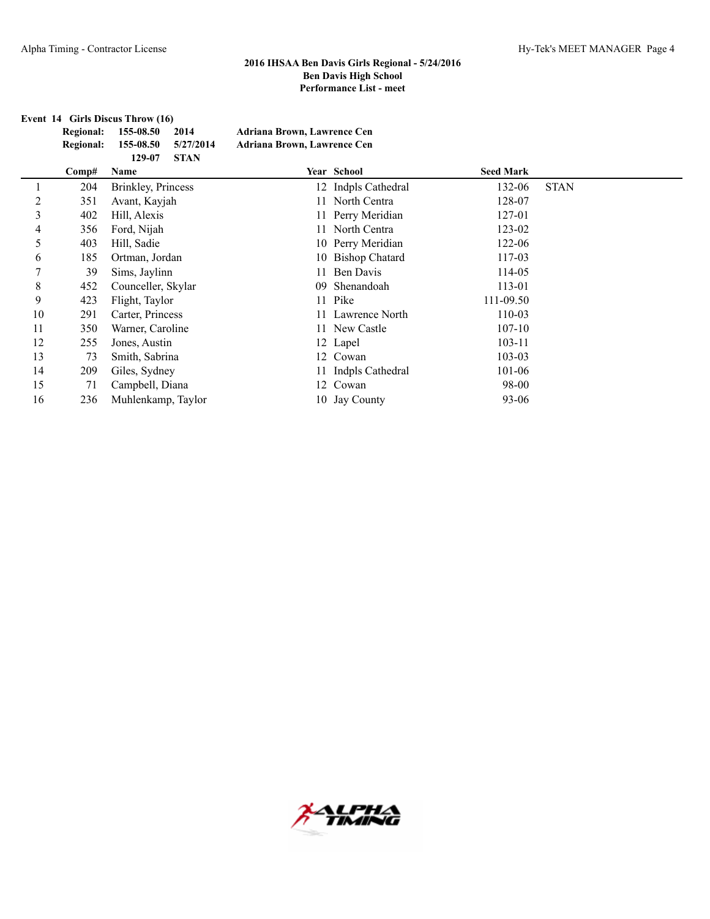**2016 IHSAA Ben Davis Girls Regional - 5/24/2016**
**Ben Davis High School**
**Performance List - meet**

**Event 14 Girls Discus Throw (16)**

**Regional:** **155-08.50** **2014** **Adriana Brown, Lawrence Cen**
**Regional:** **155-08.50** **5/27/2014** **Adriana Brown, Lawrence Cen**
**129-07** **STAN**

| | Comp# | Name | Year | School | Seed Mark | |
|---|---|---|---|---|---|---|
| 1 | 204 | Brinkley, Princess | 12 | Indpls Cathedral | 132-06 | STAN |
| 2 | 351 | Avant, Kayjah | 11 | North Centra | 128-07 | |
| 3 | 402 | Hill, Alexis | 11 | Perry Meridian | 127-01 | |
| 4 | 356 | Ford, Nijah | 11 | North Centra | 123-02 | |
| 5 | 403 | Hill, Sadie | 10 | Perry Meridian | 122-06 | |
| 6 | 185 | Ortman, Jordan | 10 | Bishop Chatard | 117-03 | |
| 7 | 39 | Sims, Jaylinn | 11 | Ben Davis | 114-05 | |
| 8 | 452 | Counceller, Skylar | 09 | Shenandoah | 113-01 | |
| 9 | 423 | Flight, Taylor | 11 | Pike | 111-09.50 | |
| 10 | 291 | Carter, Princess | 11 | Lawrence North | 110-03 | |
| 11 | 350 | Warner, Caroline | 11 | New Castle | 107-10 | |
| 12 | 255 | Jones, Austin | 12 | Lapel | 103-11 | |
| 13 | 73 | Smith, Sabrina | 12 | Cowan | 103-03 | |
| 14 | 209 | Giles, Sydney | 11 | Indpls Cathedral | 101-06 | |
| 15 | 71 | Campbell, Diana | 12 | Cowan | 98-00 | |
| 16 | 236 | Muhlenkamp, Taylor | 10 | Jay County | 93-06 | |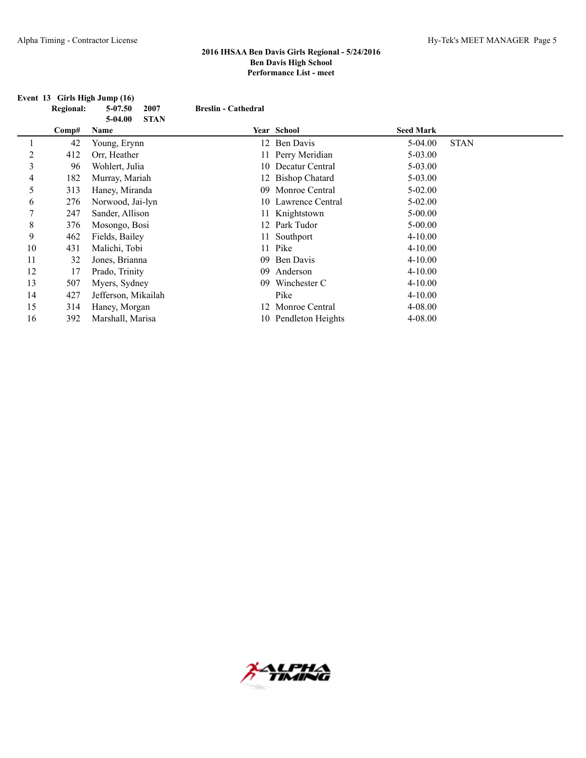**2016 IHSAA Ben Davis Girls Regional - 5/24/2016**
**Ben Davis High School**
**Performance List - meet**

**Event 13 Girls High Jump (16)**

**Regional:** 5-07.50 2007 Breslin - Cathedral
5-04.00 STAN

| | Comp# | Name | Year | School | Seed Mark | |
|---|---|---|---|---|---|---|
| 1 | 42 | Young, Erynn | 12 | Ben Davis | 5-04.00 | STAN |
| 2 | 412 | Orr, Heather | 11 | Perry Meridian | 5-03.00 | |
| 3 | 96 | Wohlert, Julia | 10 | Decatur Central | 5-03.00 | |
| 4 | 182 | Murray, Mariah | 12 | Bishop Chatard | 5-03.00 | |
| 5 | 313 | Haney, Miranda | 09 | Monroe Central | 5-02.00 | |
| 6 | 276 | Norwood, Jai-lyn | 10 | Lawrence Central | 5-02.00 | |
| 7 | 247 | Sander, Allison | 11 | Knightstown | 5-00.00 | |
| 8 | 376 | Mosongo, Bosi | 12 | Park Tudor | 5-00.00 | |
| 9 | 462 | Fields, Bailey | 11 | Southport | 4-10.00 | |
| 10 | 431 | Malichi, Tobi | 11 | Pike | 4-10.00 | |
| 11 | 32 | Jones, Brianna | 09 | Ben Davis | 4-10.00 | |
| 12 | 17 | Prado, Trinity | 09 | Anderson | 4-10.00 | |
| 13 | 507 | Myers, Sydney | 09 | Winchester C | 4-10.00 | |
| 14 | 427 | Jefferson, Mikailah | | Pike | 4-10.00 | |
| 15 | 314 | Haney, Morgan | 12 | Monroe Central | 4-08.00 | |
| 16 | 392 | Marshall, Marisa | 10 | Pendleton Heights | 4-08.00 | |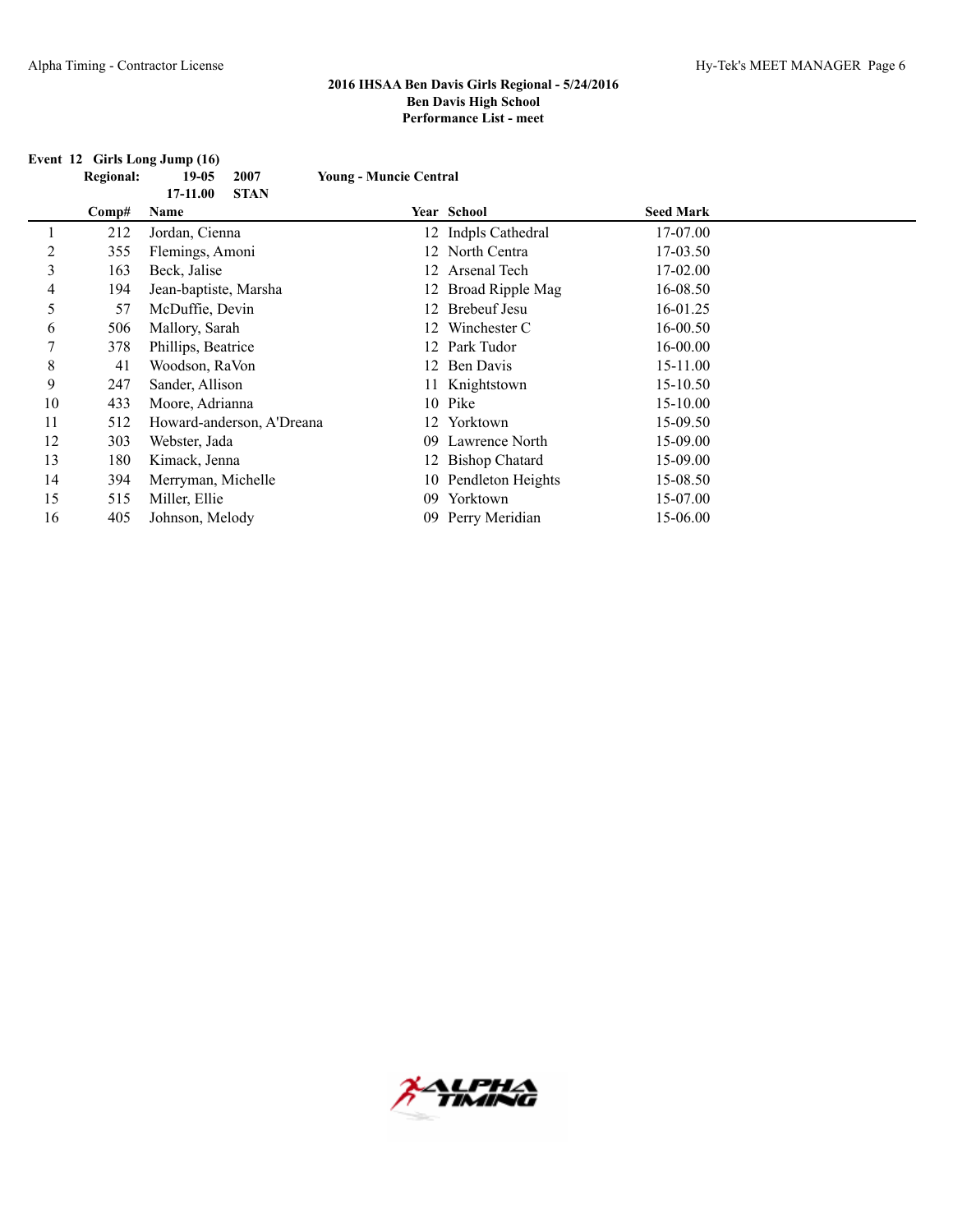**2016 IHSAA Ben Davis Girls Regional - 5/24/2016**
**Ben Davis High School**
**Performance List - meet**

**Event 12 Girls Long Jump (16)**

| | | | | |
|---|---|---|---|---|
| **Regional:** | **19-05** | **2007** | **Young - Muncie Central** | |
| | **17-11.00** | **STAN** | | |

| | Comp# | Name | Year | School | Seed Mark |
|---|---|---|---|---|---|
| 1 | 212 | Jordan, Cienna | 12 | Indpls Cathedral | 17-07.00 |
| 2 | 355 | Flemings, Amoni | 12 | North Centra | 17-03.50 |
| 3 | 163 | Beck, Jalise | 12 | Arsenal Tech | 17-02.00 |
| 4 | 194 | Jean-baptiste, Marsha | 12 | Broad Ripple Mag | 16-08.50 |
| 5 | 57 | McDuffie, Devin | 12 | Brebeuf Jesu | 16-01.25 |
| 6 | 506 | Mallory, Sarah | 12 | Winchester C | 16-00.50 |
| 7 | 378 | Phillips, Beatrice | 12 | Park Tudor | 16-00.00 |
| 8 | 41 | Woodson, RaVon | 12 | Ben Davis | 15-11.00 |
| 9 | 247 | Sander, Allison | 11 | Knightstown | 15-10.50 |
| 10 | 433 | Moore, Adrianna | 10 | Pike | 15-10.00 |
| 11 | 512 | Howard-anderson, A'Dreana | 12 | Yorktown | 15-09.50 |
| 12 | 303 | Webster, Jada | 09 | Lawrence North | 15-09.00 |
| 13 | 180 | Kimack, Jenna | 12 | Bishop Chatard | 15-09.00 |
| 14 | 394 | Merryman, Michelle | 10 | Pendleton Heights | 15-08.50 |
| 15 | 515 | Miller, Ellie | 09 | Yorktown | 15-07.00 |
| 16 | 405 | Johnson, Melody | 09 | Perry Meridian | 15-06.00 |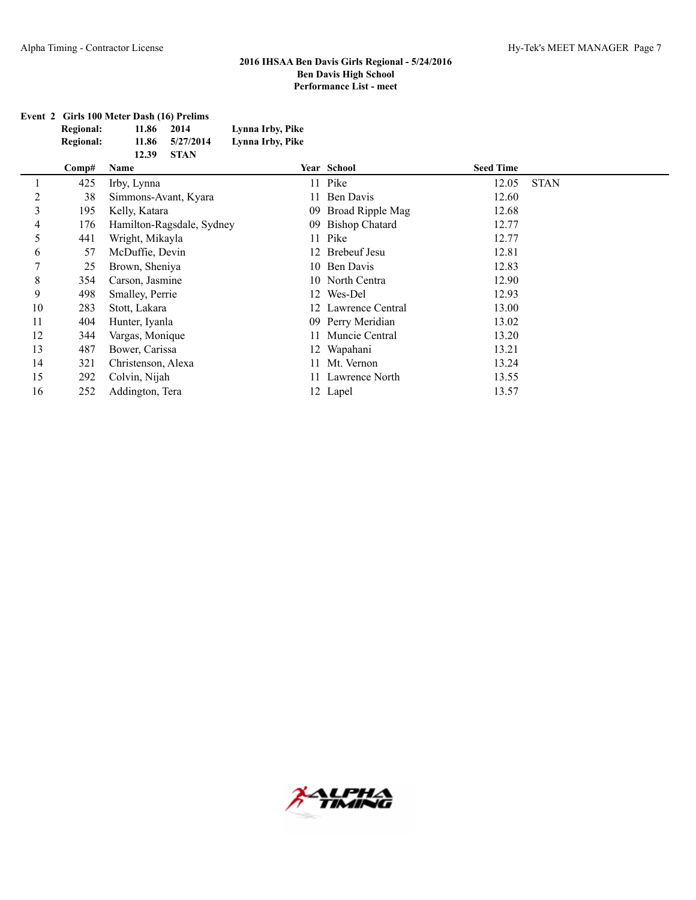## 2016 IHSAA Ben Davis Girls Regional - 5/24/2016
## Ben Davis High School
## Performance List - meet

### Event 2 Girls 100 Meter Dash (16) Prelims

| | | | |
|---|---|---|---|
| Regional: | 11.86 | 2014 | Lynna Irby, Pike |
| Regional: | 11.86 | 5/27/2014 | Lynna Irby, Pike |
| | 12.39 | STAN | |

| | Comp# | Name | Year | School | Seed Time | |
|---|---|---|---|---|---|---|
| 1 | 425 | Irby, Lynna | 11 | Pike | 12.05 | STAN |
| 2 | 38 | Simmons-Avant, Kyara | 11 | Ben Davis | 12.60 | |
| 3 | 195 | Kelly, Katara | 09 | Broad Ripple Mag | 12.68 | |
| 4 | 176 | Hamilton-Ragsdale, Sydney | 09 | Bishop Chatard | 12.77 | |
| 5 | 441 | Wright, Mikayla | 11 | Pike | 12.77 | |
| 6 | 57 | McDuffie, Devin | 12 | Brebeuf Jesu | 12.81 | |
| 7 | 25 | Brown, Sheniya | 10 | Ben Davis | 12.83 | |
| 8 | 354 | Carson, Jasmine | 10 | North Centra | 12.90 | |
| 9 | 498 | Smalley, Perrie | 12 | Wes-Del | 12.93 | |
| 10 | 283 | Stott, Lakara | 12 | Lawrence Central | 13.00 | |
| 11 | 404 | Hunter, Iyanla | 09 | Perry Meridian | 13.02 | |
| 12 | 344 | Vargas, Monique | 11 | Muncie Central | 13.20 | |
| 13 | 487 | Bower, Carissa | 12 | Wapahani | 13.21 | |
| 14 | 321 | Christenson, Alexa | 11 | Mt. Vernon | 13.24 | |
| 15 | 292 | Colvin, Nijah | 11 | Lawrence North | 13.55 | |
| 16 | 252 | Addington, Tera | 12 | Lapel | 13.57 | |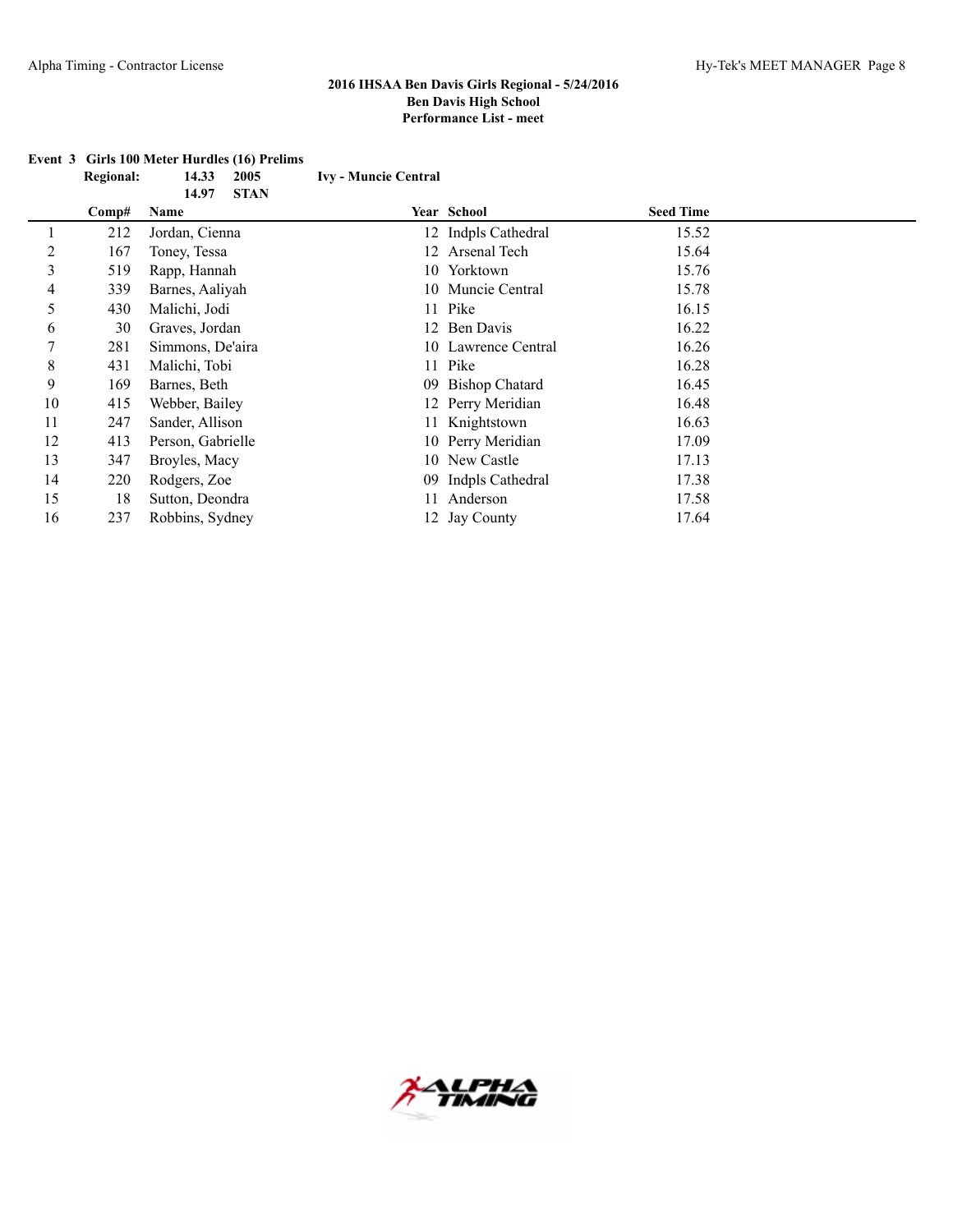**2016 IHSAA Ben Davis Girls Regional - 5/24/2016**
**Ben Davis High School**
**Performance List - meet**

**Event 3 Girls 100 Meter Hurdles (16) Prelims**

| | | | |
|---|---|---|---|
| **Regional:** | **14.33** | **2005** | **Ivy - Muncie Central** |
| | **14.97** | **STAN** | |

| | Comp# | Name | Year | School | Seed Time |
|---|---|---|---|---|---|
| 1 | 212 | Jordan, Cienna | 12 | Indpls Cathedral | 15.52 |
| 2 | 167 | Toney, Tessa | 12 | Arsenal Tech | 15.64 |
| 3 | 519 | Rapp, Hannah | 10 | Yorktown | 15.76 |
| 4 | 339 | Barnes, Aaliyah | 10 | Muncie Central | 15.78 |
| 5 | 430 | Malichi, Jodi | 11 | Pike | 16.15 |
| 6 | 30 | Graves, Jordan | 12 | Ben Davis | 16.22 |
| 7 | 281 | Simmons, De'aira | 10 | Lawrence Central | 16.26 |
| 8 | 431 | Malichi, Tobi | 11 | Pike | 16.28 |
| 9 | 169 | Barnes, Beth | 09 | Bishop Chatard | 16.45 |
| 10 | 415 | Webber, Bailey | 12 | Perry Meridian | 16.48 |
| 11 | 247 | Sander, Allison | 11 | Knightstown | 16.63 |
| 12 | 413 | Person, Gabrielle | 10 | Perry Meridian | 17.09 |
| 13 | 347 | Broyles, Macy | 10 | New Castle | 17.13 |
| 14 | 220 | Rodgers, Zoe | 09 | Indpls Cathedral | 17.38 |
| 15 | 18 | Sutton, Deondra | 11 | Anderson | 17.58 |
| 16 | 237 | Robbins, Sydney | 12 | Jay County | 17.64 |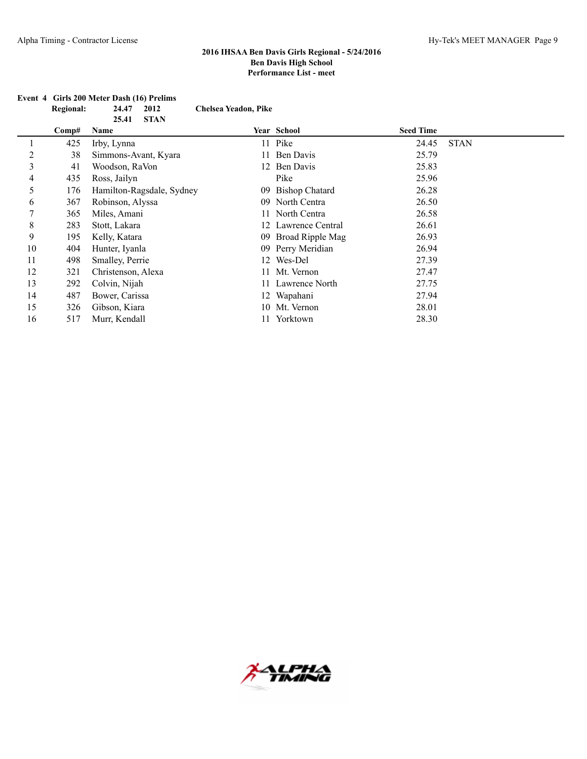**2016 IHSAA Ben Davis Girls Regional - 5/24/2016**
**Ben Davis High School**
**Performance List - meet**

**Event 4 Girls 200 Meter Dash (16) Prelims**

**Regional: 24.47 2012 Chelsea Yeadon, Pike**
**25.41 STAN**

| | Comp# | Name | Year | School | Seed Time | |
|---|---|---|---|---|---|---|
| 1 | 425 | Irby, Lynna | 11 | Pike | 24.45 | STAN |
| 2 | 38 | Simmons-Avant, Kyara | 11 | Ben Davis | 25.79 | |
| 3 | 41 | Woodson, RaVon | 12 | Ben Davis | 25.83 | |
| 4 | 435 | Ross, Jailyn | | Pike | 25.96 | |
| 5 | 176 | Hamilton-Ragsdale, Sydney | 09 | Bishop Chatard | 26.28 | |
| 6 | 367 | Robinson, Alyssa | 09 | North Centra | 26.50 | |
| 7 | 365 | Miles, Amani | 11 | North Centra | 26.58 | |
| 8 | 283 | Stott, Lakara | 12 | Lawrence Central | 26.61 | |
| 9 | 195 | Kelly, Katara | 09 | Broad Ripple Mag | 26.93 | |
| 10 | 404 | Hunter, Iyanla | 09 | Perry Meridian | 26.94 | |
| 11 | 498 | Smalley, Perrie | 12 | Wes-Del | 27.39 | |
| 12 | 321 | Christenson, Alexa | 11 | Mt. Vernon | 27.47 | |
| 13 | 292 | Colvin, Nijah | 11 | Lawrence North | 27.75 | |
| 14 | 487 | Bower, Carissa | 12 | Wapahani | 27.94 | |
| 15 | 326 | Gibson, Kiara | 10 | Mt. Vernon | 28.01 | |
| 16 | 517 | Murr, Kendall | 11 | Yorktown | 28.30 | |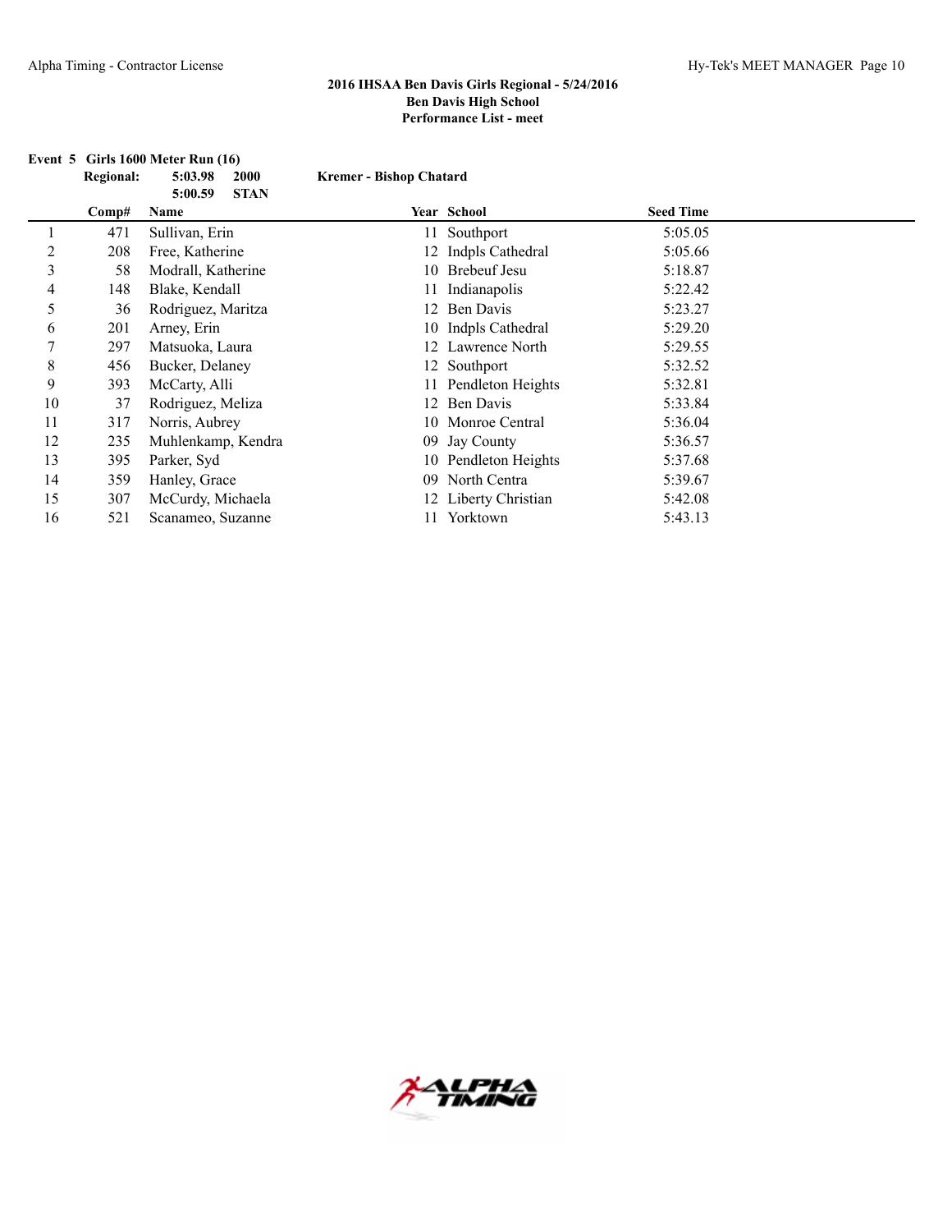## 2016 IHSAA Ben Davis Girls Regional - 5/24/2016
## Ben Davis High School
## Performance List - meet

### Event 5 Girls 1600 Meter Run (16)

**Regional:** 5:03.98 2000 **Kremer - Bishop Chatard**
5:00.59 **STAN**

| | Comp# | Name | Year | School | Seed Time |
|---|---|---|---|---|---|
| 1 | 471 | Sullivan, Erin | 11 | Southport | 5:05.05 |
| 2 | 208 | Free, Katherine | 12 | Indpls Cathedral | 5:05.66 |
| 3 | 58 | Modrall, Katherine | 10 | Brebeuf Jesu | 5:18.87 |
| 4 | 148 | Blake, Kendall | 11 | Indianapolis | 5:22.42 |
| 5 | 36 | Rodriguez, Maritza | 12 | Ben Davis | 5:23.27 |
| 6 | 201 | Arney, Erin | 10 | Indpls Cathedral | 5:29.20 |
| 7 | 297 | Matsuoka, Laura | 12 | Lawrence North | 5:29.55 |
| 8 | 456 | Bucker, Delaney | 12 | Southport | 5:32.52 |
| 9 | 393 | McCarty, Alli | 11 | Pendleton Heights | 5:32.81 |
| 10 | 37 | Rodriguez, Meliza | 12 | Ben Davis | 5:33.84 |
| 11 | 317 | Norris, Aubrey | 10 | Monroe Central | 5:36.04 |
| 12 | 235 | Muhlenkamp, Kendra | 09 | Jay County | 5:36.57 |
| 13 | 395 | Parker, Syd | 10 | Pendleton Heights | 5:37.68 |
| 14 | 359 | Hanley, Grace | 09 | North Centra | 5:39.67 |
| 15 | 307 | McCurdy, Michaela | 12 | Liberty Christian | 5:42.08 |
| 16 | 521 | Scanameo, Suzanne | 11 | Yorktown | 5:43.13 |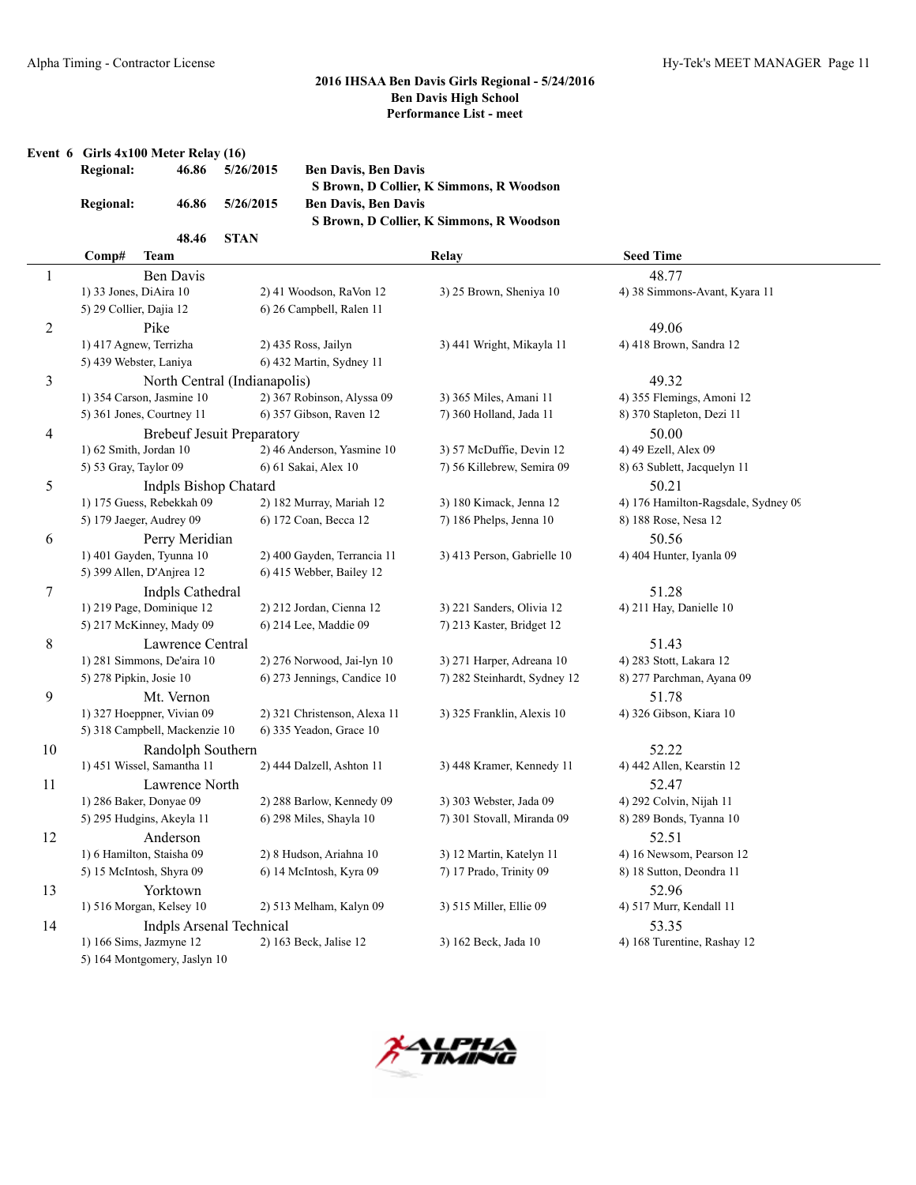## 2016 IHSAA Ben Davis Girls Regional - 5/24/2016
### Ben Davis High School
### Performance List - meet

**Event 6 Girls 4x100 Meter Relay (16)**

| | | | |
|---|---|---|---|
| **Regional:** | **46.86** | **5/26/2015** | **Ben Davis, Ben Davis** — **S Brown, D Collier, K Simmons, R Woodson** |
| **Regional:** | **46.86** | **5/26/2015** | **Ben Davis, Ben Davis** — **S Brown, D Collier, K Simmons, R Woodson** |
| | **48.46** | **STAN** | |

| Comp# | Team | | Relay | Seed Time |
|---|---|---|---|---|
| 1 | Ben Davis | | | 48.77 |
| | 1) 33 Jones, DiAira 10 | 2) 41 Woodson, RaVon 12 | 3) 25 Brown, Sheniya 10 | 4) 38 Simmons-Avant, Kyara 11 |
| | 5) 29 Collier, Dajia 12 | 6) 26 Campbell, Ralen 11 | | |
| 2 | Pike | | | 49.06 |
| | 1) 417 Agnew, Terrizha | 2) 435 Ross, Jailyn | 3) 441 Wright, Mikayla 11 | 4) 418 Brown, Sandra 12 |
| | 5) 439 Webster, Laniya | 6) 432 Martin, Sydney 11 | | |
| 3 | North Central (Indianapolis) | | | 49.32 |
| | 1) 354 Carson, Jasmine 10 | 2) 367 Robinson, Alyssa 09 | 3) 365 Miles, Amani 11 | 4) 355 Flemings, Amoni 12 |
| | 5) 361 Jones, Courtney 11 | 6) 357 Gibson, Raven 12 | 7) 360 Holland, Jada 11 | 8) 370 Stapleton, Dezi 11 |
| 4 | Brebeuf Jesuit Preparatory | | | 50.00 |
| | 1) 62 Smith, Jordan 10 | 2) 46 Anderson, Yasmine 10 | 3) 57 McDuffie, Devin 12 | 4) 49 Ezell, Alex 09 |
| | 5) 53 Gray, Taylor 09 | 6) 61 Sakai, Alex 10 | 7) 56 Killebrew, Semira 09 | 8) 63 Sublett, Jacquelyn 11 |
| 5 | Indpls Bishop Chatard | | | 50.21 |
| | 1) 175 Guess, Rebekkah 09 | 2) 182 Murray, Mariah 12 | 3) 180 Kimack, Jenna 12 | 4) 176 Hamilton-Ragsdale, Sydney 09 |
| | 5) 179 Jaeger, Audrey 09 | 6) 172 Coan, Becca 12 | 7) 186 Phelps, Jenna 10 | 8) 188 Rose, Nesa 12 |
| 6 | Perry Meridian | | | 50.56 |
| | 1) 401 Gayden, Tyunna 10 | 2) 400 Gayden, Terrancia 11 | 3) 413 Person, Gabrielle 10 | 4) 404 Hunter, Iyanla 09 |
| | 5) 399 Allen, D'Anjrea 12 | 6) 415 Webber, Bailey 12 | | |
| 7 | Indpls Cathedral | | | 51.28 |
| | 1) 219 Page, Dominique 12 | 2) 212 Jordan, Cienna 12 | 3) 221 Sanders, Olivia 12 | 4) 211 Hay, Danielle 10 |
| | 5) 217 McKinney, Mady 09 | 6) 214 Lee, Maddie 09 | 7) 213 Kaster, Bridget 12 | |
| 8 | Lawrence Central | | | 51.43 |
| | 1) 281 Simmons, De'aira 10 | 2) 276 Norwood, Jai-lyn 10 | 3) 271 Harper, Adreana 10 | 4) 283 Stott, Lakara 12 |
| | 5) 278 Pipkin, Josie 10 | 6) 273 Jennings, Candice 10 | 7) 282 Steinhardt, Sydney 12 | 8) 277 Parchman, Ayana 09 |
| 9 | Mt. Vernon | | | 51.78 |
| | 1) 327 Hoeppner, Vivian 09 | 2) 321 Christenson, Alexa 11 | 3) 325 Franklin, Alexis 10 | 4) 326 Gibson, Kiara 10 |
| | 5) 318 Campbell, Mackenzie 10 | 6) 335 Yeadon, Grace 10 | | |
| 10 | Randolph Southern | | | 52.22 |
| | 1) 451 Wissel, Samantha 11 | 2) 444 Dalzell, Ashton 11 | 3) 448 Kramer, Kennedy 11 | 4) 442 Allen, Kearstin 12 |
| 11 | Lawrence North | | | 52.47 |
| | 1) 286 Baker, Donyae 09 | 2) 288 Barlow, Kennedy 09 | 3) 303 Webster, Jada 09 | 4) 292 Colvin, Nijah 11 |
| | 5) 295 Hudgins, Akeyla 11 | 6) 298 Miles, Shayla 10 | 7) 301 Stovall, Miranda 09 | 8) 289 Bonds, Tyanna 10 |
| 12 | Anderson | | | 52.51 |
| | 1) 6 Hamilton, Staisha 09 | 2) 8 Hudson, Ariahna 10 | 3) 12 Martin, Katelyn 11 | 4) 16 Newsom, Pearson 12 |
| | 5) 15 McIntosh, Shyra 09 | 6) 14 McIntosh, Kyra 09 | 7) 17 Prado, Trinity 09 | 8) 18 Sutton, Deondra 11 |
| 13 | Yorktown | | | 52.96 |
| | 1) 516 Morgan, Kelsey 10 | 2) 513 Melham, Kalyn 09 | 3) 515 Miller, Ellie 09 | 4) 517 Murr, Kendall 11 |
| 14 | Indpls Arsenal Technical | | | 53.35 |
| | 1) 166 Sims, Jazmyne 12 | 2) 163 Beck, Jalise 12 | 3) 162 Beck, Jada 10 | 4) 168 Turentine, Rashay 12 |
| | 5) 164 Montgomery, Jaslyn 10 | | | |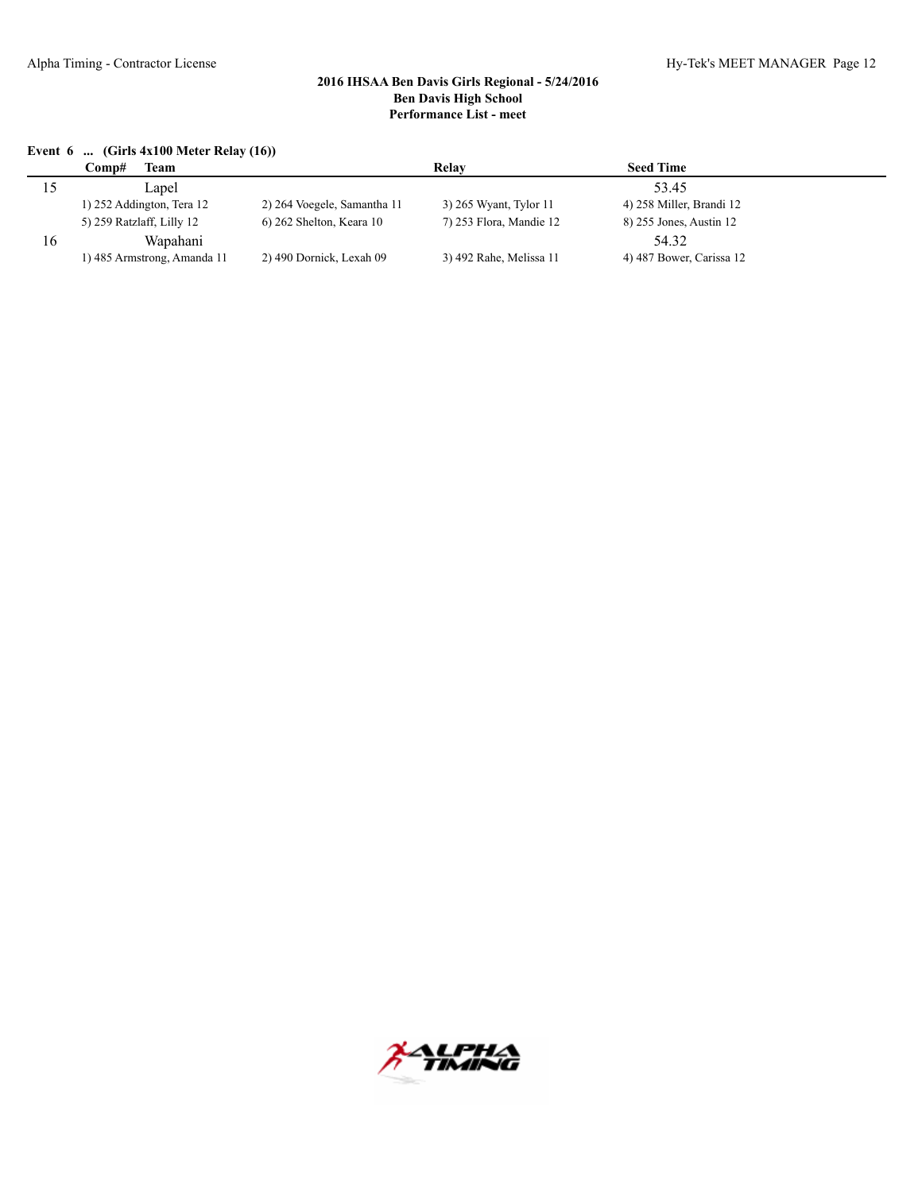## 2016 IHSAA Ben Davis Girls Regional - 5/24/2016
## Ben Davis High School
## Performance List - meet

**Event 6 ... (Girls 4x100 Meter Relay (16))**

| Comp# | Team | Relay | | Seed Time |
|---|---|---|---|---|
| 15 | Lapel | | | 53.45 |
| | 1) 252 Addington, Tera 12 | 2) 264 Voegele, Samantha 11 | 3) 265 Wyant, Tylor 11 | 4) 258 Miller, Brandi 12 |
| | 5) 259 Ratzlaff, Lilly 12 | 6) 262 Shelton, Keara 10 | 7) 253 Flora, Mandie 12 | 8) 255 Jones, Austin 12 |
| 16 | Wapahani | | | 54.32 |
| | 1) 485 Armstrong, Amanda 11 | 2) 490 Dornick, Lexah 09 | 3) 492 Rahe, Melissa 11 | 4) 487 Bower, Carissa 12 |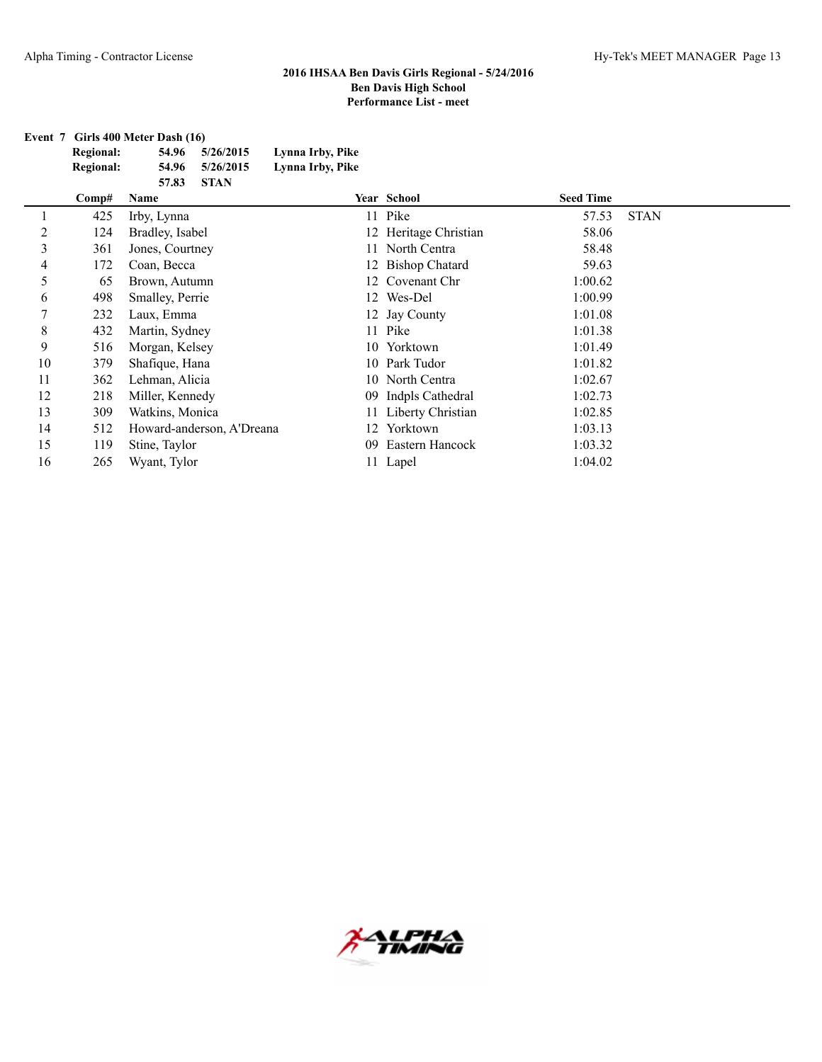## 2016 IHSAA Ben Davis Girls Regional - 5/24/2016
## Ben Davis High School
## Performance List - meet

**Event 7 Girls 400 Meter Dash (16)**

**Regional:** 54.96 5/26/2015 Lynna Irby, Pike
**Regional:** 54.96 5/26/2015 Lynna Irby, Pike
57.83 **STAN**

| | Comp# | Name | Year | School | Seed Time | |
|---|---|---|---|---|---|---|
| 1 | 425 | Irby, Lynna | 11 | Pike | 57.53 | STAN |
| 2 | 124 | Bradley, Isabel | 12 | Heritage Christian | 58.06 | |
| 3 | 361 | Jones, Courtney | 11 | North Centra | 58.48 | |
| 4 | 172 | Coan, Becca | 12 | Bishop Chatard | 59.63 | |
| 5 | 65 | Brown, Autumn | 12 | Covenant Chr | 1:00.62 | |
| 6 | 498 | Smalley, Perrie | 12 | Wes-Del | 1:00.99 | |
| 7 | 232 | Laux, Emma | 12 | Jay County | 1:01.08 | |
| 8 | 432 | Martin, Sydney | 11 | Pike | 1:01.38 | |
| 9 | 516 | Morgan, Kelsey | 10 | Yorktown | 1:01.49 | |
| 10 | 379 | Shafique, Hana | 10 | Park Tudor | 1:01.82 | |
| 11 | 362 | Lehman, Alicia | 10 | North Centra | 1:02.67 | |
| 12 | 218 | Miller, Kennedy | 09 | Indpls Cathedral | 1:02.73 | |
| 13 | 309 | Watkins, Monica | 11 | Liberty Christian | 1:02.85 | |
| 14 | 512 | Howard-anderson, A'Dreana | 12 | Yorktown | 1:03.13 | |
| 15 | 119 | Stine, Taylor | 09 | Eastern Hancock | 1:03.32 | |
| 16 | 265 | Wyant, Tylor | 11 | Lapel | 1:04.02 | |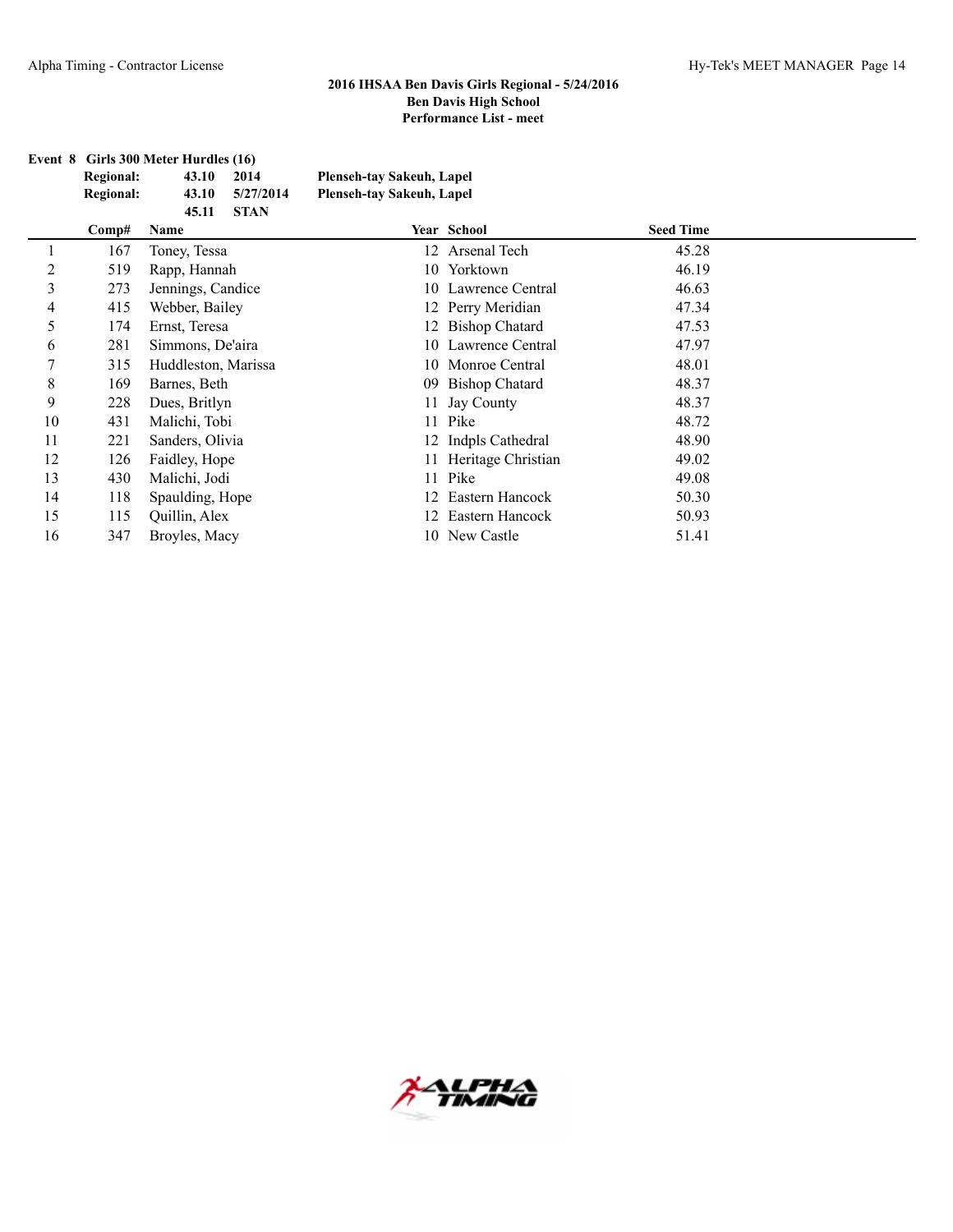## 2016 IHSAA Ben Davis Girls Regional - 5/24/2016
## Ben Davis High School
## Performance List - meet

**Event 8 Girls 300 Meter Hurdles (16)**

| | | | |
|---|---|---|---|
| **Regional:** | **43.10** | **2014** | **Plenseh-tay Sakeuh, Lapel** |
| **Regional:** | **43.10** | **5/27/2014** | **Plenseh-tay Sakeuh, Lapel** |
| | **45.11** | **STAN** | |

| | Comp# | Name | Year | School | Seed Time |
|---|---|---|---|---|---|
| 1 | 167 | Toney, Tessa | 12 | Arsenal Tech | 45.28 |
| 2 | 519 | Rapp, Hannah | 10 | Yorktown | 46.19 |
| 3 | 273 | Jennings, Candice | 10 | Lawrence Central | 46.63 |
| 4 | 415 | Webber, Bailey | 12 | Perry Meridian | 47.34 |
| 5 | 174 | Ernst, Teresa | 12 | Bishop Chatard | 47.53 |
| 6 | 281 | Simmons, De'aira | 10 | Lawrence Central | 47.97 |
| 7 | 315 | Huddleston, Marissa | 10 | Monroe Central | 48.01 |
| 8 | 169 | Barnes, Beth | 09 | Bishop Chatard | 48.37 |
| 9 | 228 | Dues, Britlyn | 11 | Jay County | 48.37 |
| 10 | 431 | Malichi, Tobi | 11 | Pike | 48.72 |
| 11 | 221 | Sanders, Olivia | 12 | Indpls Cathedral | 48.90 |
| 12 | 126 | Faidley, Hope | 11 | Heritage Christian | 49.02 |
| 13 | 430 | Malichi, Jodi | 11 | Pike | 49.08 |
| 14 | 118 | Spaulding, Hope | 12 | Eastern Hancock | 50.30 |
| 15 | 115 | Quillin, Alex | 12 | Eastern Hancock | 50.93 |
| 16 | 347 | Broyles, Macy | 10 | New Castle | 51.41 |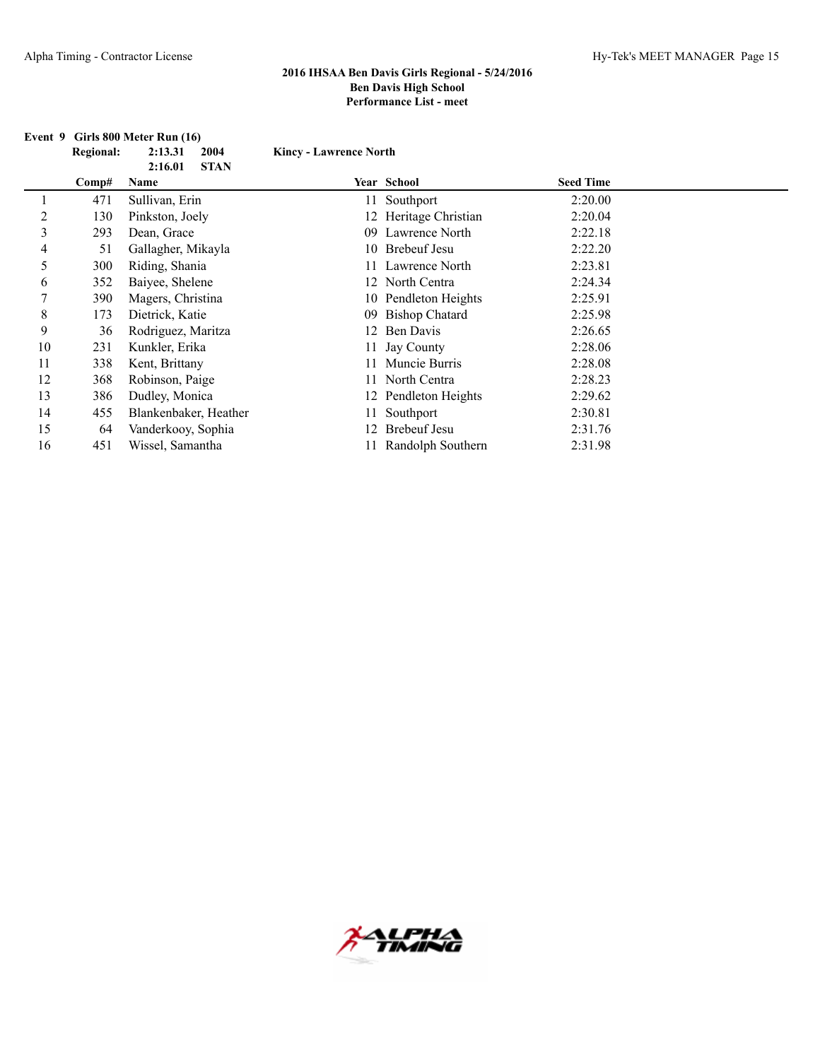## 2016 IHSAA Ben Davis Girls Regional - 5/24/2016
## Ben Davis High School
## Performance List - meet

**Event 9 Girls 800 Meter Run (16)**

**Regional:** **2:13.31** **2004** **Kincy - Lawrence North**
**2:16.01** **STAN**

| | Comp# | Name | Year | School | Seed Time |
|---|---|---|---|---|---|
| 1 | 471 | Sullivan, Erin | 11 | Southport | 2:20.00 |
| 2 | 130 | Pinkston, Joely | 12 | Heritage Christian | 2:20.04 |
| 3 | 293 | Dean, Grace | 09 | Lawrence North | 2:22.18 |
| 4 | 51 | Gallagher, Mikayla | 10 | Brebeuf Jesu | 2:22.20 |
| 5 | 300 | Riding, Shania | 11 | Lawrence North | 2:23.81 |
| 6 | 352 | Baiyee, Shelene | 12 | North Centra | 2:24.34 |
| 7 | 390 | Magers, Christina | 10 | Pendleton Heights | 2:25.91 |
| 8 | 173 | Dietrick, Katie | 09 | Bishop Chatard | 2:25.98 |
| 9 | 36 | Rodriguez, Maritza | 12 | Ben Davis | 2:26.65 |
| 10 | 231 | Kunkler, Erika | 11 | Jay County | 2:28.06 |
| 11 | 338 | Kent, Brittany | 11 | Muncie Burris | 2:28.08 |
| 12 | 368 | Robinson, Paige | 11 | North Centra | 2:28.23 |
| 13 | 386 | Dudley, Monica | 12 | Pendleton Heights | 2:29.62 |
| 14 | 455 | Blankenbaker, Heather | 11 | Southport | 2:30.81 |
| 15 | 64 | Vanderkooy, Sophia | 12 | Brebeuf Jesu | 2:31.76 |
| 16 | 451 | Wissel, Samantha | 11 | Randolph Southern | 2:31.98 |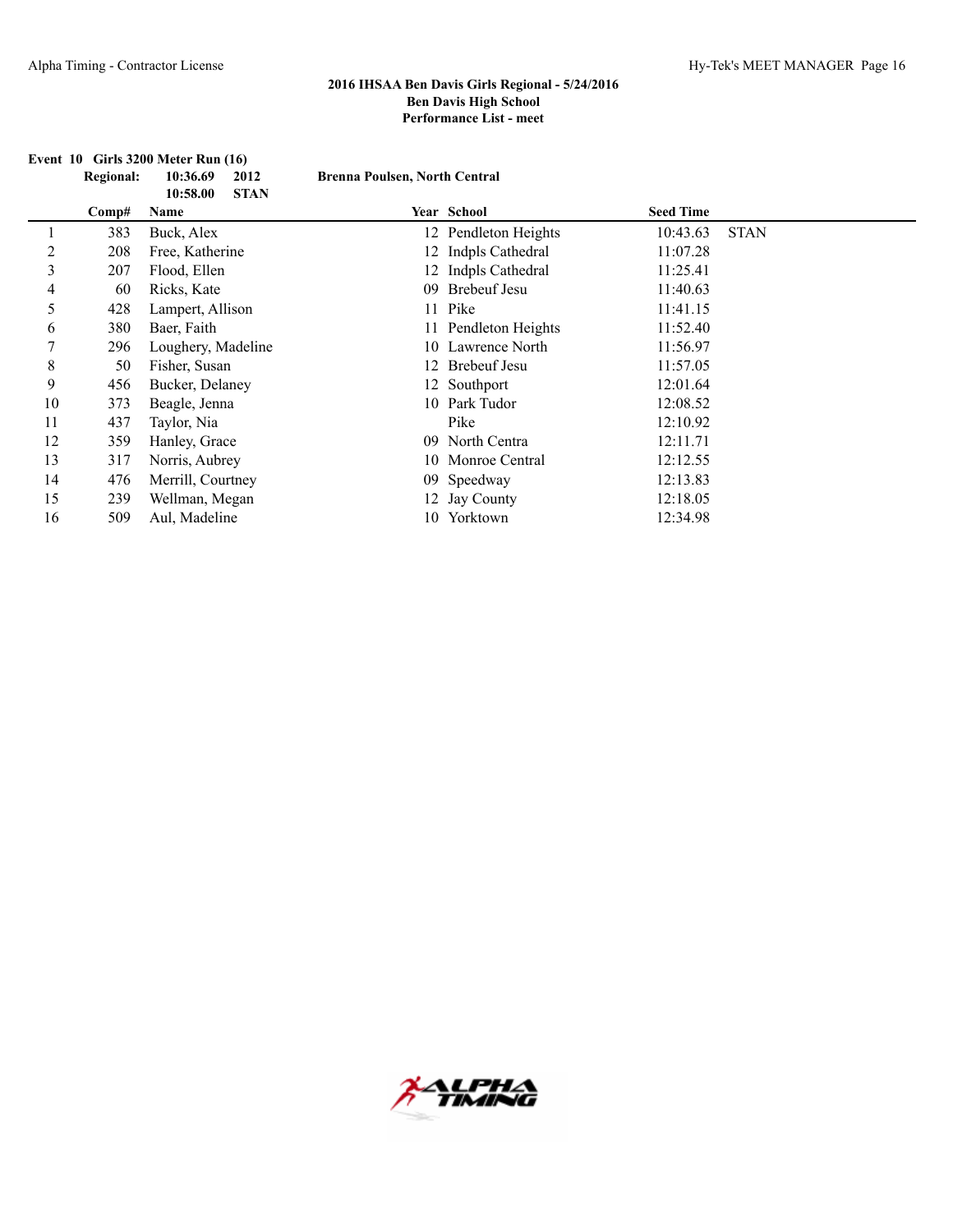## 2016 IHSAA Ben Davis Girls Regional - 5/24/2016
## Ben Davis High School
## Performance List - meet

**Event 10 Girls 3200 Meter Run (16)**

**Regional:** **10:36.69** **2012** **Brenna Poulsen, North Central**
**10:58.00** **STAN**

| | Comp# | Name | Year | School | Seed Time | |
|---|---|---|---|---|---|---|
| 1 | 383 | Buck, Alex | 12 | Pendleton Heights | 10:43.63 | STAN |
| 2 | 208 | Free, Katherine | 12 | Indpls Cathedral | 11:07.28 | |
| 3 | 207 | Flood, Ellen | 12 | Indpls Cathedral | 11:25.41 | |
| 4 | 60 | Ricks, Kate | 09 | Brebeuf Jesu | 11:40.63 | |
| 5 | 428 | Lampert, Allison | 11 | Pike | 11:41.15 | |
| 6 | 380 | Baer, Faith | 11 | Pendleton Heights | 11:52.40 | |
| 7 | 296 | Loughery, Madeline | 10 | Lawrence North | 11:56.97 | |
| 8 | 50 | Fisher, Susan | 12 | Brebeuf Jesu | 11:57.05 | |
| 9 | 456 | Bucker, Delaney | 12 | Southport | 12:01.64 | |
| 10 | 373 | Beagle, Jenna | 10 | Park Tudor | 12:08.52 | |
| 11 | 437 | Taylor, Nia | | Pike | 12:10.92 | |
| 12 | 359 | Hanley, Grace | 09 | North Centra | 12:11.71 | |
| 13 | 317 | Norris, Aubrey | 10 | Monroe Central | 12:12.55 | |
| 14 | 476 | Merrill, Courtney | 09 | Speedway | 12:13.83 | |
| 15 | 239 | Wellman, Megan | 12 | Jay County | 12:18.05 | |
| 16 | 509 | Aul, Madeline | 10 | Yorktown | 12:34.98 | |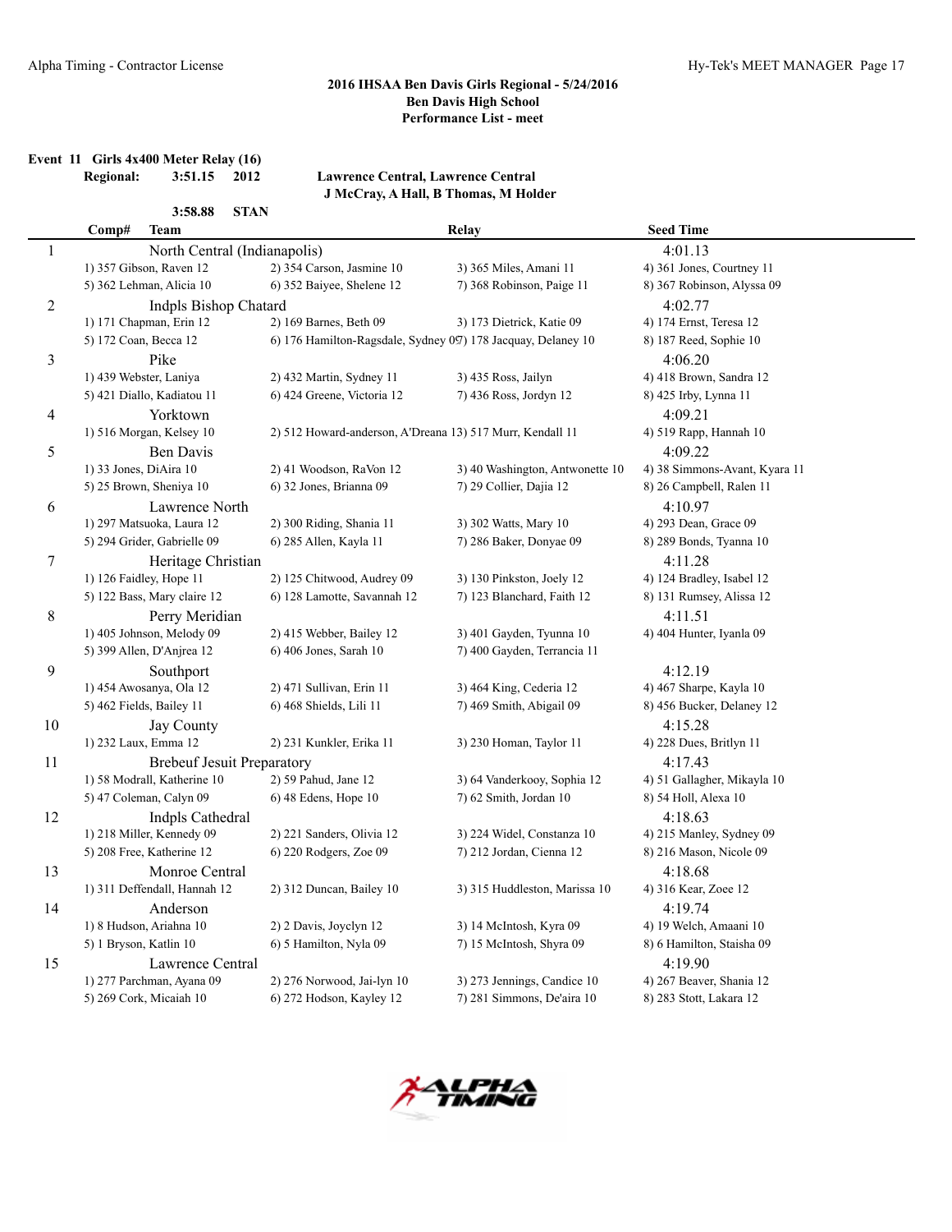**2016 IHSAA Ben Davis Girls Regional - 5/24/2016**
**Ben Davis High School**
**Performance List - meet**

**Event 11 Girls 4x400 Meter Relay (16)**

**Regional: 3:51.15 2012 Lawrence Central, Lawrence Central**
**J McCray, A Hall, B Thomas, M Holder**

**3:58.88 STAN**

| Comp# | Team | Relay | | Seed Time |
|---|---|---|---|---|
| 1 | North Central (Indianapolis) | | | 4:01.13 |
| | 1) 357 Gibson, Raven 12 | 2) 354 Carson, Jasmine 10 | 3) 365 Miles, Amani 11 | 4) 361 Jones, Courtney 11 |
| | 5) 362 Lehman, Alicia 10 | 6) 352 Baiyee, Shelene 12 | 7) 368 Robinson, Paige 11 | 8) 367 Robinson, Alyssa 09 |
| 2 | Indpls Bishop Chatard | | | 4:02.77 |
| | 1) 171 Chapman, Erin 12 | 2) 169 Barnes, Beth 09 | 3) 173 Dietrick, Katie 09 | 4) 174 Ernst, Teresa 12 |
| | 5) 172 Coan, Becca 12 | 6) 176 Hamilton-Ragsdale, Sydney 09 | 7) 178 Jacquay, Delaney 10 | 8) 187 Reed, Sophie 10 |
| 3 | Pike | | | 4:06.20 |
| | 1) 439 Webster, Laniya | 2) 432 Martin, Sydney 11 | 3) 435 Ross, Jailyn | 4) 418 Brown, Sandra 12 |
| | 5) 421 Diallo, Kadiatou 11 | 6) 424 Greene, Victoria 12 | 7) 436 Ross, Jordyn 12 | 8) 425 Irby, Lynna 11 |
| 4 | Yorktown | | | 4:09.21 |
| | 1) 516 Morgan, Kelsey 10 | 2) 512 Howard-anderson, A'Dreana 1 | 3) 517 Murr, Kendall 11 | 4) 519 Rapp, Hannah 10 |
| 5 | Ben Davis | | | 4:09.22 |
| | 1) 33 Jones, DiAira 10 | 2) 41 Woodson, RaVon 12 | 3) 40 Washington, Antwonette 10 | 4) 38 Simmons-Avant, Kyara 11 |
| | 5) 25 Brown, Sheniya 10 | 6) 32 Jones, Brianna 09 | 7) 29 Collier, Dajia 12 | 8) 26 Campbell, Ralen 11 |
| 6 | Lawrence North | | | 4:10.97 |
| | 1) 297 Matsuoka, Laura 12 | 2) 300 Riding, Shania 11 | 3) 302 Watts, Mary 10 | 4) 293 Dean, Grace 09 |
| | 5) 294 Grider, Gabrielle 09 | 6) 285 Allen, Kayla 11 | 7) 286 Baker, Donyae 09 | 8) 289 Bonds, Tyanna 10 |
| 7 | Heritage Christian | | | 4:11.28 |
| | 1) 126 Faidley, Hope 11 | 2) 125 Chitwood, Audrey 09 | 3) 130 Pinkston, Joely 12 | 4) 124 Bradley, Isabel 12 |
| | 5) 122 Bass, Mary claire 12 | 6) 128 Lamotte, Savannah 12 | 7) 123 Blanchard, Faith 12 | 8) 131 Rumsey, Alissa 12 |
| 8 | Perry Meridian | | | 4:11.51 |
| | 1) 405 Johnson, Melody 09 | 2) 415 Webber, Bailey 12 | 3) 401 Gayden, Tyunna 10 | 4) 404 Hunter, Iyanla 09 |
| | 5) 399 Allen, D'Anjrea 12 | 6) 406 Jones, Sarah 10 | 7) 400 Gayden, Terrancia 11 | |
| 9 | Southport | | | 4:12.19 |
| | 1) 454 Awosanya, Ola 12 | 2) 471 Sullivan, Erin 11 | 3) 464 King, Cederia 12 | 4) 467 Sharpe, Kayla 10 |
| | 5) 462 Fields, Bailey 11 | 6) 468 Shields, Lili 11 | 7) 469 Smith, Abigail 09 | 8) 456 Bucker, Delaney 12 |
| 10 | Jay County | | | 4:15.28 |
| | 1) 232 Laux, Emma 12 | 2) 231 Kunkler, Erika 11 | 3) 230 Homan, Taylor 11 | 4) 228 Dues, Britlyn 11 |
| 11 | Brebeuf Jesuit Preparatory | | | 4:17.43 |
| | 1) 58 Modrall, Katherine 10 | 2) 59 Pahud, Jane 12 | 3) 64 Vanderkooy, Sophia 12 | 4) 51 Gallagher, Mikayla 10 |
| | 5) 47 Coleman, Calyn 09 | 6) 48 Edens, Hope 10 | 7) 62 Smith, Jordan 10 | 8) 54 Holl, Alexa 10 |
| 12 | Indpls Cathedral | | | 4:18.63 |
| | 1) 218 Miller, Kennedy 09 | 2) 221 Sanders, Olivia 12 | 3) 224 Widel, Constanza 10 | 4) 215 Manley, Sydney 09 |
| | 5) 208 Free, Katherine 12 | 6) 220 Rodgers, Zoe 09 | 7) 212 Jordan, Cienna 12 | 8) 216 Mason, Nicole 09 |
| 13 | Monroe Central | | | 4:18.68 |
| | 1) 311 Deffendall, Hannah 12 | 2) 312 Duncan, Bailey 10 | 3) 315 Huddleston, Marissa 10 | 4) 316 Kear, Zoee 12 |
| 14 | Anderson | | | 4:19.74 |
| | 1) 8 Hudson, Ariahna 10 | 2) 2 Davis, Joyclyn 12 | 3) 14 McIntosh, Kyra 09 | 4) 19 Welch, Amaani 10 |
| | 5) 1 Bryson, Katlin 10 | 6) 5 Hamilton, Nyla 09 | 7) 15 McIntosh, Shyra 09 | 8) 6 Hamilton, Staisha 09 |
| 15 | Lawrence Central | | | 4:19.90 |
| | 1) 277 Parchman, Ayana 09 | 2) 276 Norwood, Jai-lyn 10 | 3) 273 Jennings, Candice 10 | 4) 267 Beaver, Shania 12 |
| | 5) 269 Cork, Micaiah 10 | 6) 272 Hodson, Kayley 12 | 7) 281 Simmons, De'aira 10 | 8) 283 Stott, Lakara 12 |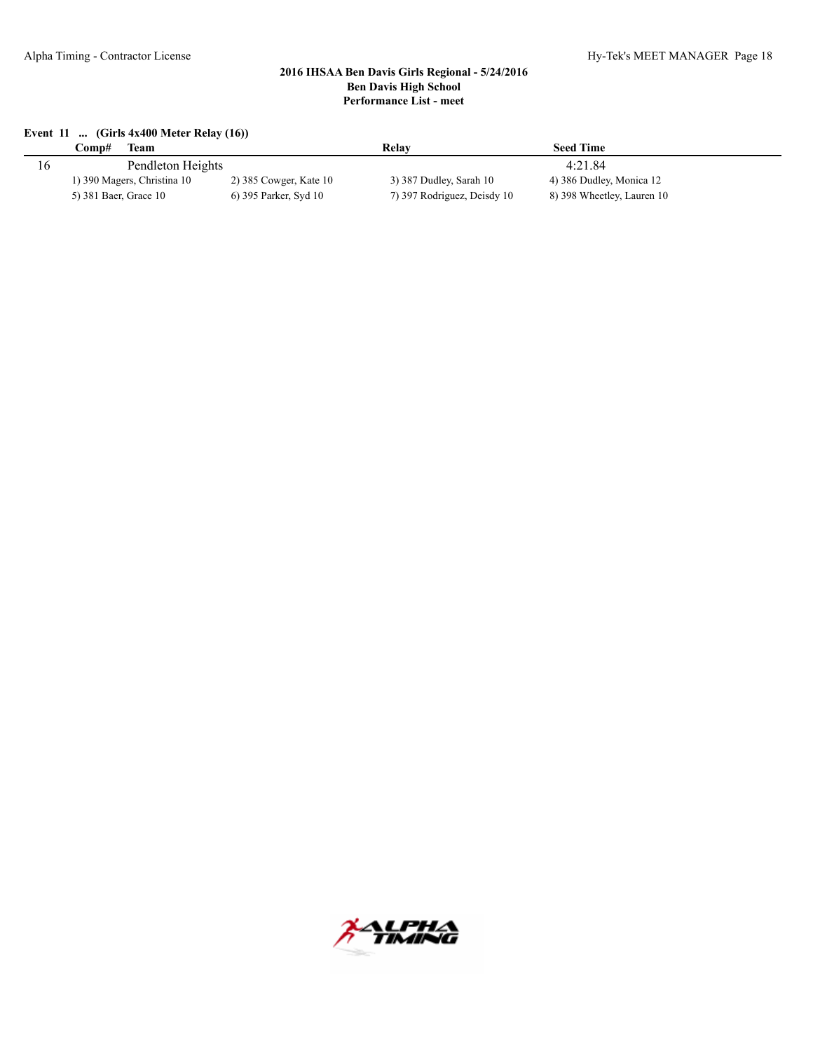## 2016 IHSAA Ben Davis Girls Regional - 5/24/2016
## Ben Davis High School
## Performance List - meet

**Event 11 ... (Girls 4x400 Meter Relay (16))**

| | Comp# | Team | Relay | Seed Time |
|---|---|---|---|---|
| 16 | | Pendleton Heights | | 4:21.84 |

1) 390 Magers, Christina 10 2) 385 Cowger, Kate 10 3) 387 Dudley, Sarah 10 4) 386 Dudley, Monica 12
5) 381 Baer, Grace 10 6) 395 Parker, Syd 10 7) 397 Rodriguez, Deisdy 10 8) 398 Wheetley, Lauren 10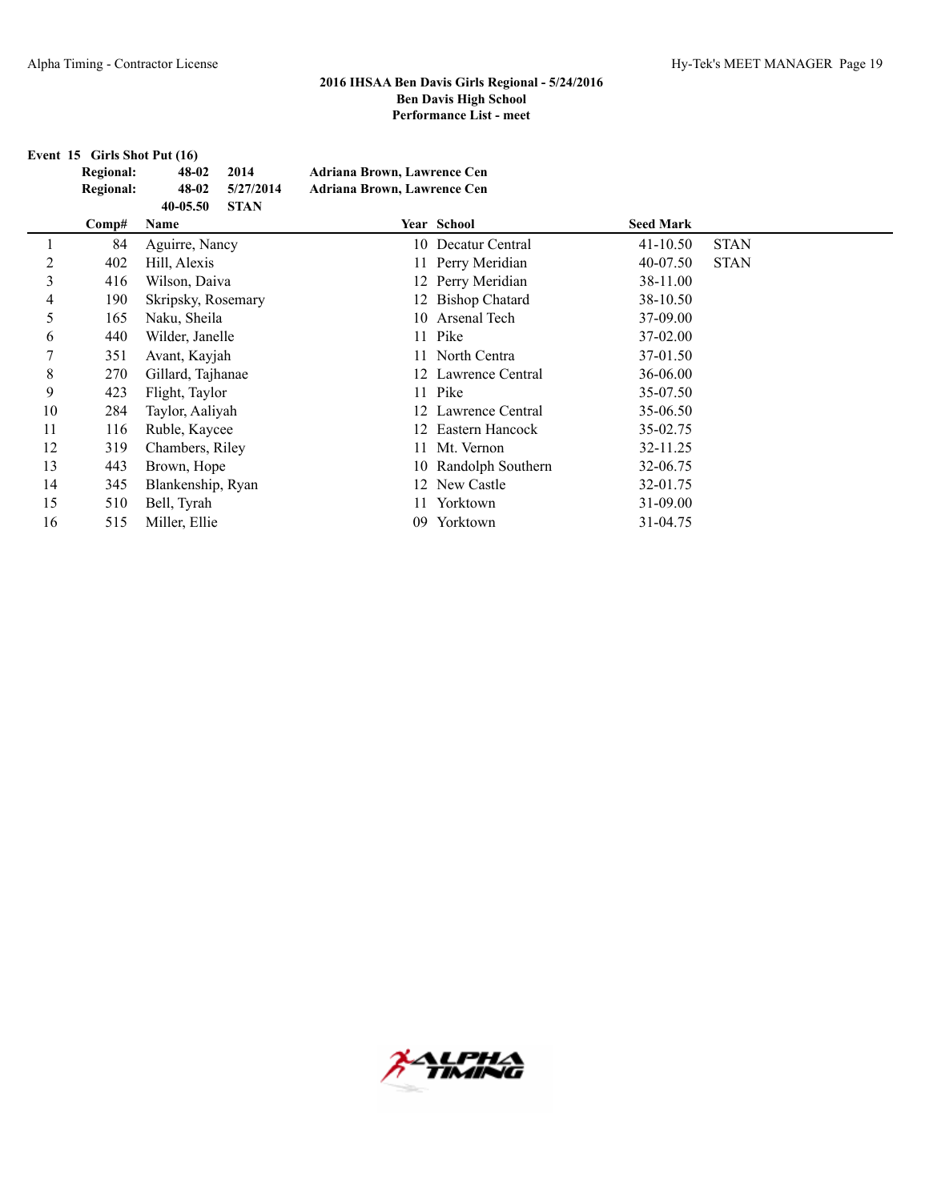## 2016 IHSAA Ben Davis Girls Regional - 5/24/2016
## Ben Davis High School
## Performance List - meet

**Event 15 Girls Shot Put (16)**

**Regional: 48-02 2014 Adriana Brown, Lawrence Cen**
**Regional: 48-02 5/27/2014 Adriana Brown, Lawrence Cen**
**40-05.50 STAN**

| | Comp# | Name | Year | School | Seed Mark | |
|---|---|---|---|---|---|---|
| 1 | 84 | Aguirre, Nancy | 10 | Decatur Central | 41-10.50 | STAN |
| 2 | 402 | Hill, Alexis | 11 | Perry Meridian | 40-07.50 | STAN |
| 3 | 416 | Wilson, Daiva | 12 | Perry Meridian | 38-11.00 | |
| 4 | 190 | Skripsky, Rosemary | 12 | Bishop Chatard | 38-10.50 | |
| 5 | 165 | Naku, Sheila | 10 | Arsenal Tech | 37-09.00 | |
| 6 | 440 | Wilder, Janelle | 11 | Pike | 37-02.00 | |
| 7 | 351 | Avant, Kayjah | 11 | North Centra | 37-01.50 | |
| 8 | 270 | Gillard, Tajhanae | 12 | Lawrence Central | 36-06.00 | |
| 9 | 423 | Flight, Taylor | 11 | Pike | 35-07.50 | |
| 10 | 284 | Taylor, Aaliyah | 12 | Lawrence Central | 35-06.50 | |
| 11 | 116 | Ruble, Kaycee | 12 | Eastern Hancock | 35-02.75 | |
| 12 | 319 | Chambers, Riley | 11 | Mt. Vernon | 32-11.25 | |
| 13 | 443 | Brown, Hope | 10 | Randolph Southern | 32-06.75 | |
| 14 | 345 | Blankenship, Ryan | 12 | New Castle | 32-01.75 | |
| 15 | 510 | Bell, Tyrah | 11 | Yorktown | 31-09.00 | |
| 16 | 515 | Miller, Ellie | 09 | Yorktown | 31-04.75 | |